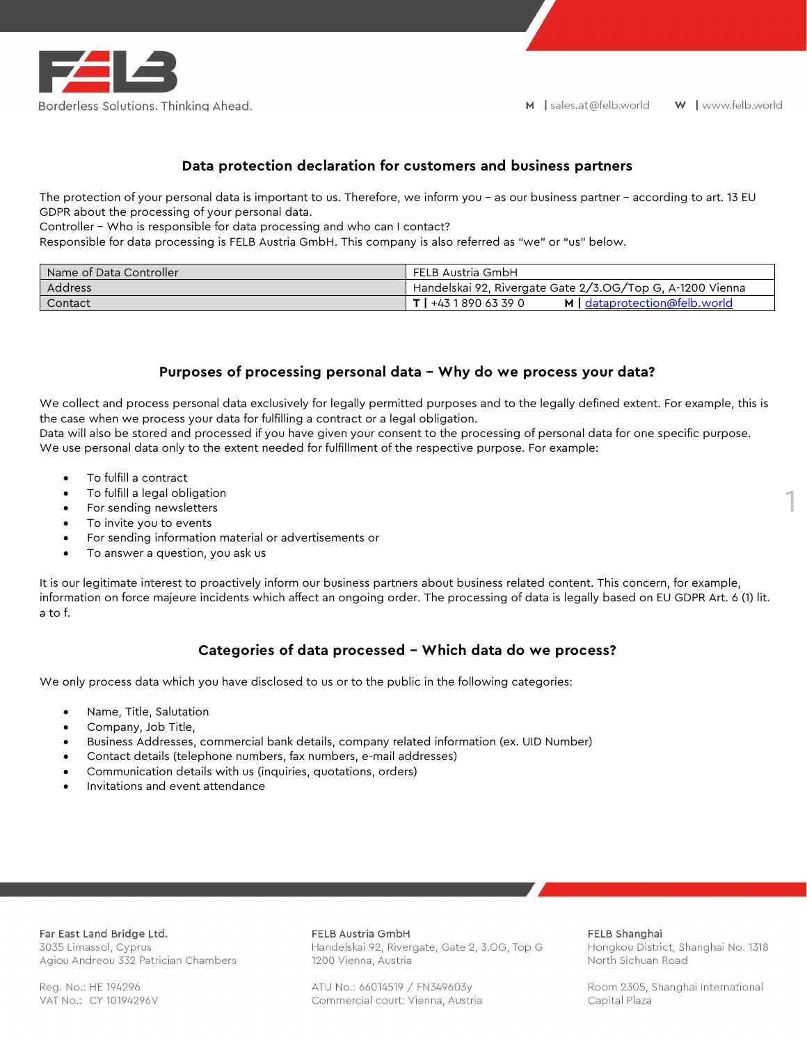## Data protection declaration for customers and business partners

The protection of your personal data is important to us. Therefore, we inform you – as our business partner – according to art. 13 EU GDPR about the processing of your personal data.
Controller – Who is responsible for data processing and who can I contact?
Responsible for data processing is FELB Austria GmbH. This company is also referred as "we" or "us" below.

| Name of Data Controller | FELB Austria GmbH |
|---|---|
| Address | Handelskai 92, Rivergate Gate 2/3.OG/Top G, A-1200 Vienna |
| Contact | **T \|** +43 1 890 63 39 0 **M \|** dataprotection@felb.world |

## Purposes of processing personal data – Why do we process your data?

We collect and process personal data exclusively for legally permitted purposes and to the legally defined extent. For example, this is the case when we process your data for fulfilling a contract or a legal obligation.
Data will also be stored and processed if you have given your consent to the processing of personal data for one specific purpose.
We use personal data only to the extent needed for fulfillment of the respective purpose. For example:

- To fulfill a contract
- To fulfill a legal obligation
- For sending newsletters
- To invite you to events
- For sending information material or advertisements or
- To answer a question, you ask us

It is our legitimate interest to proactively inform our business partners about business related content. This concern, for example, information on force majeure incidents which affect an ongoing order. The processing of data is legally based on EU GDPR Art. 6 (1) lit. a to f.

## Categories of data processed – Which data do we process?

We only process data which you have disclosed to us or to the public in the following categories:

- Name, Title, Salutation
- Company, Job Title,
- Business Addresses, commercial bank details, company related information (ex. UID Number)
- Contact details (telephone numbers, fax numbers, e-mail addresses)
- Communication details with us (inquiries, quotations, orders)
- Invitations and event attendance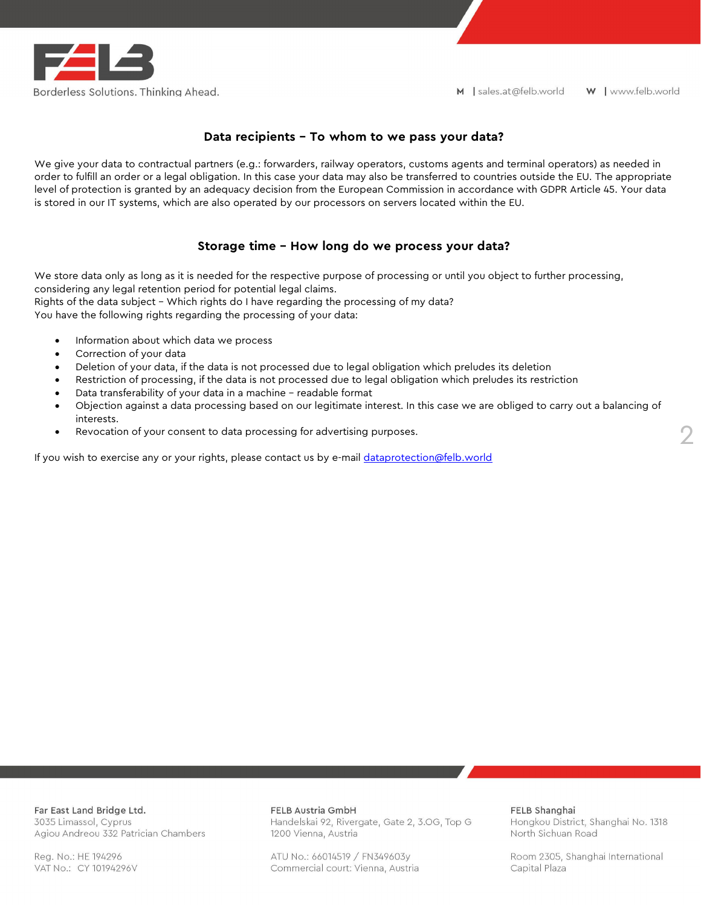## Data recipients – To whom to we pass your data?

We give your data to contractual partners (e.g.: forwarders, railway operators, customs agents and terminal operators) as needed in order to fulfill an order or a legal obligation. In this case your data may also be transferred to countries outside the EU. The appropriate level of protection is granted by an adequacy decision from the European Commission in accordance with GDPR Article 45. Your data is stored in our IT systems, which are also operated by our processors on servers located within the EU.

## Storage time – How long do we process your data?

We store data only as long as it is needed for the respective purpose of processing or until you object to further processing, considering any legal retention period for potential legal claims.
Rights of the data subject – Which rights do I have regarding the processing of my data?
You have the following rights regarding the processing of your data:

- Information about which data we process
- Correction of your data
- Deletion of your data, if the data is not processed due to legal obligation which preludes its deletion
- Restriction of processing, if the data is not processed due to legal obligation which preludes its restriction
- Data transferability of your data in a machine – readable format
- Objection against a data processing based on our legitimate interest. In this case we are obliged to carry out a balancing of interests.
- Revocation of your consent to data processing for advertising purposes.

If you wish to exercise any or your rights, please contact us by e-mail [dataprotection@felb.world](mailto:dataprotection@felb.world)